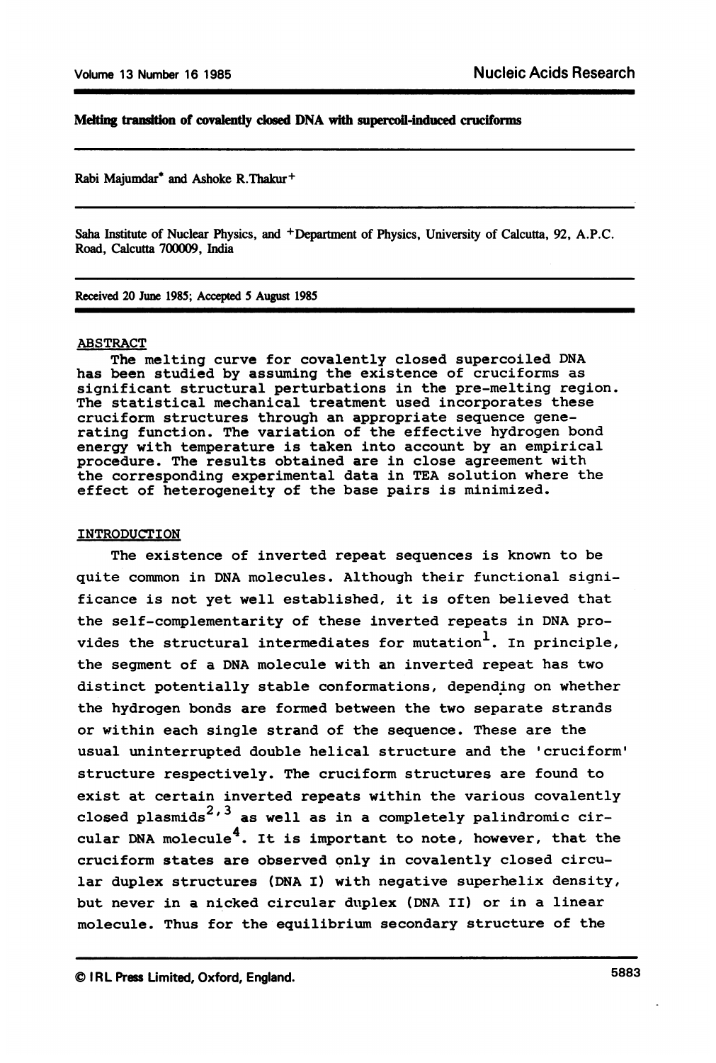# Melting transition of covalently closed DNA with supercoil-induced cruciforms

Rabi Majumdar* and Ashoke R.Thakur+

Saha Institute of Nuclear Physics, and +Department of Physics, University of Calcutta, 92, A.P.C. Road, Calcutta 700009, India

Received 20 June 1985; Accepted 5 August 1985

## ABSTRACT

The melting curve for covalently closed supercoiled DNA has been studied by assuming the existence of cruciforms as significant structural perturbations in the pre-melting region. The statistical mechanical treatment used incorporates these cruciform structures through an appropriate sequence generating function. The variation of the effective hydrogen bond energy with temperature is taken into account by an empirical procedure. The results obtained are in close agreement with the corresponding experimental data in TEA solution where the effect of heterogeneity of the base pairs is minimized.

## INTRODUCTION

The existence of inverted repeat sequences is known to be quite common in DNA molecules. Although their functional significance is not yet well established, it is often believed that the self-complementarity of these inverted repeats in DNA provides the structural intermediates for mutation[1]. In principle, the segment of a DNA molecule with an inverted repeat has two distinct potentially stable conformations, depending on whether the hydrogen bonds are formed between the two separate strands or within each single strand of the sequence. These are the usual uninterrupted double helical structure and the 'cruciform' structure respectively. The cruciform structures are found to exist at certain inverted repeats within the various covalently closed plasmids[2,3] as well as in a completely palindromic circular DNA molecule[4]. It is important to note, however, that the cruciform states are observed only in covalently closed circular duplex structures (DNA I) with negative superhelix density, but never in a nicked circular duplex (DNA II) or in a linear molecule. Thus for the equilibrium secondary structure of the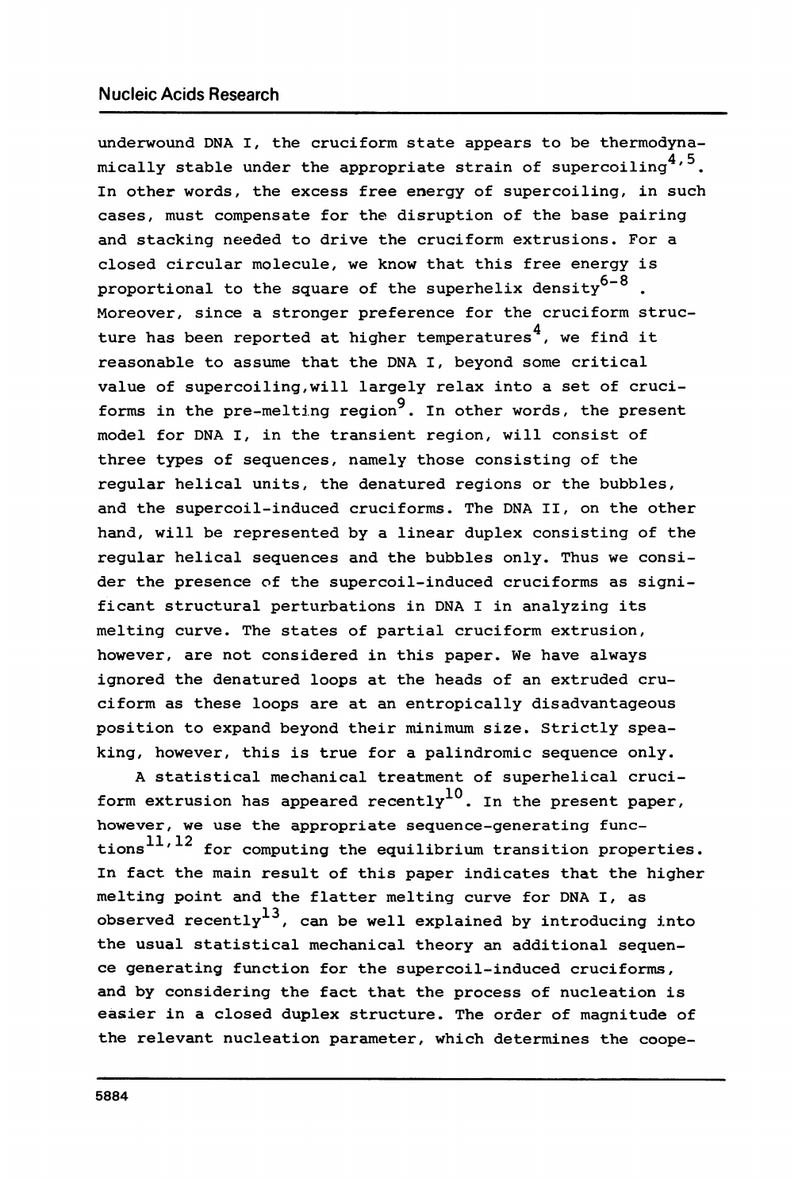underwound DNA I, the cruciform state appears to be thermodynamically stable under the appropriate strain of supercoiling[4,5]. In other words, the excess free energy of supercoiling, in such cases, must compensate for the disruption of the base pairing and stacking needed to drive the cruciform extrusions. For a closed circular molecule, we know that this free energy is proportional to the square of the superhelix density[6-8]. Moreover, since a stronger preference for the cruciform structure has been reported at higher temperatures[4], we find it reasonable to assume that the DNA I, beyond some critical value of supercoiling, will largely relax into a set of cruciforms in the pre-melting region[9]. In other words, the present model for DNA I, in the transient region, will consist of three types of sequences, namely those consisting of the regular helical units, the denatured regions or the bubbles, and the supercoil-induced cruciforms. The DNA II, on the other hand, will be represented by a linear duplex consisting of the regular helical sequences and the bubbles only. Thus we consider the presence of the supercoil-induced cruciforms as significant structural perturbations in DNA I in analyzing its melting curve. The states of partial cruciform extrusion, however, are not considered in this paper. We have always ignored the denatured loops at the heads of an extruded cruciform as these loops are at an entropically disadvantageous position to expand beyond their minimum size. Strictly speaking, however, this is true for a palindromic sequence only.

A statistical mechanical treatment of superhelical cruciform extrusion has appeared recently[10]. In the present paper, however, we use the appropriate sequence-generating functions[11,12] for computing the equilibrium transition properties. In fact the main result of this paper indicates that the higher melting point and the flatter melting curve for DNA I, as observed recently[13], can be well explained by introducing into the usual statistical mechanical theory an additional sequence generating function for the supercoil-induced cruciforms, and by considering the fact that the process of nucleation is easier in a closed duplex structure. The order of magnitude of the relevant nucleation parameter, which determines the coope-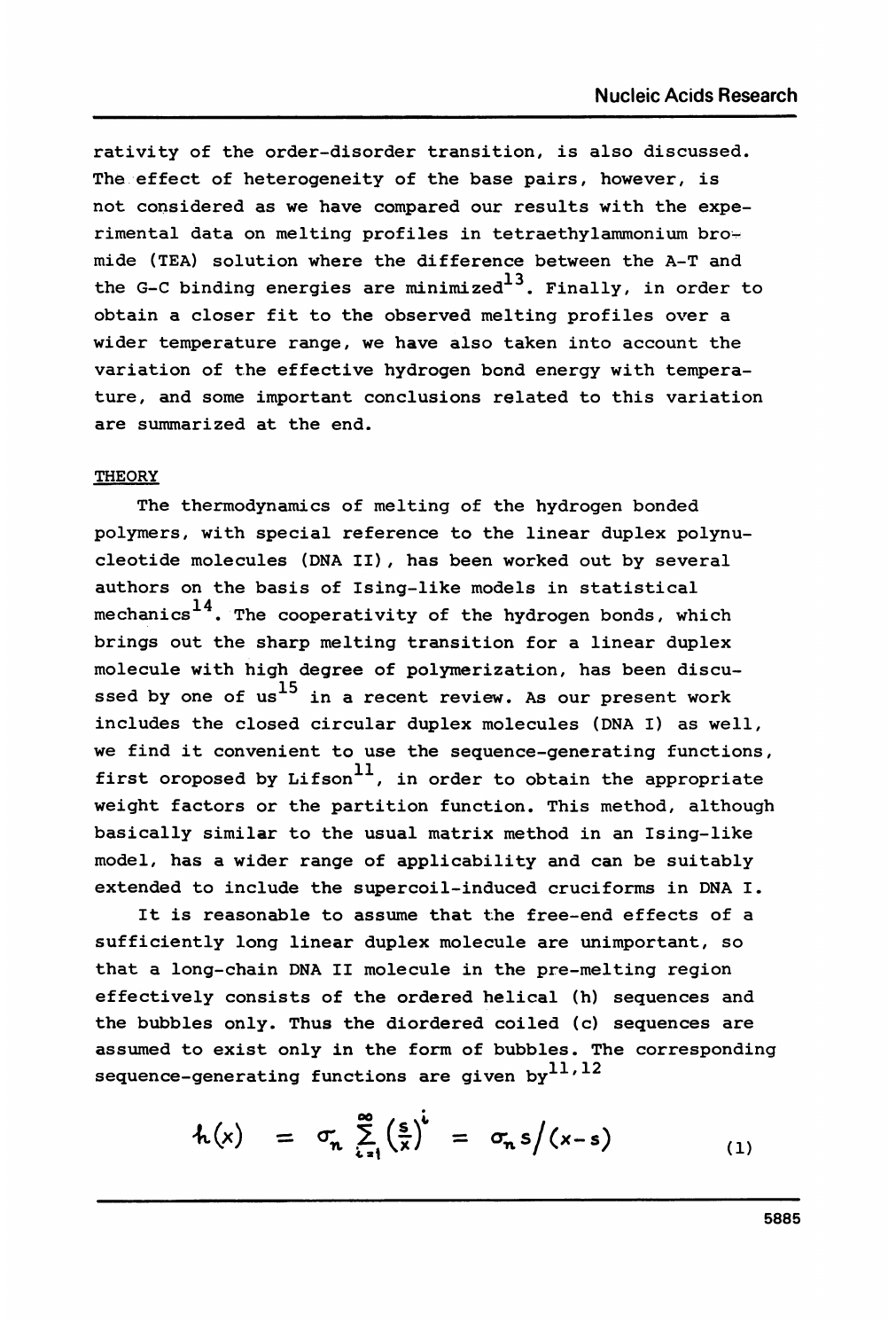rativity of the order-disorder transition, is also discussed. The effect of heterogeneity of the base pairs, however, is not considered as we have compared our results with the experimental data on melting profiles in tetraethylammonium bromide (TEA) solution where the difference between the A-T and the G-C binding energies are minimized[13]. Finally, in order to obtain a closer fit to the observed melting profiles over a wider temperature range, we have also taken into account the variation of the effective hydrogen bond energy with temperature, and some important conclusions related to this variation are summarized at the end.

## THEORY

The thermodynamics of melting of the hydrogen bonded polymers, with special reference to the linear duplex polynucleotide molecules (DNA II), has been worked out by several authors on the basis of Ising-like models in statistical mechanics[14]. The cooperativity of the hydrogen bonds, which brings out the sharp melting transition for a linear duplex molecule with high degree of polymerization, has been discussed by one of us[15] in a recent review. As our present work includes the closed circular duplex molecules (DNA I) as well, we find it convenient to use the sequence-generating functions, first oroposed by Lifson[11], in order to obtain the appropriate weight factors or the partition function. This method, although basically similar to the usual matrix method in an Ising-like model, has a wider range of applicability and can be suitably extended to include the supercoil-induced cruciforms in DNA I.

It is reasonable to assume that the free-end effects of a sufficiently long linear duplex molecule are unimportant, so that a long-chain DNA II molecule in the pre-melting region effectively consists of the ordered helical (h) sequences and the bubbles only. Thus the diordered coiled (c) sequences are assumed to exist only in the form of bubbles. The corresponding sequence-generating functions are given by[11,12]

$$h(x) = \sigma_n \sum_{i=1}^{\infty} \left(\frac{s}{x}\right)^i = \sigma_n s/(x-s) \tag{1}$$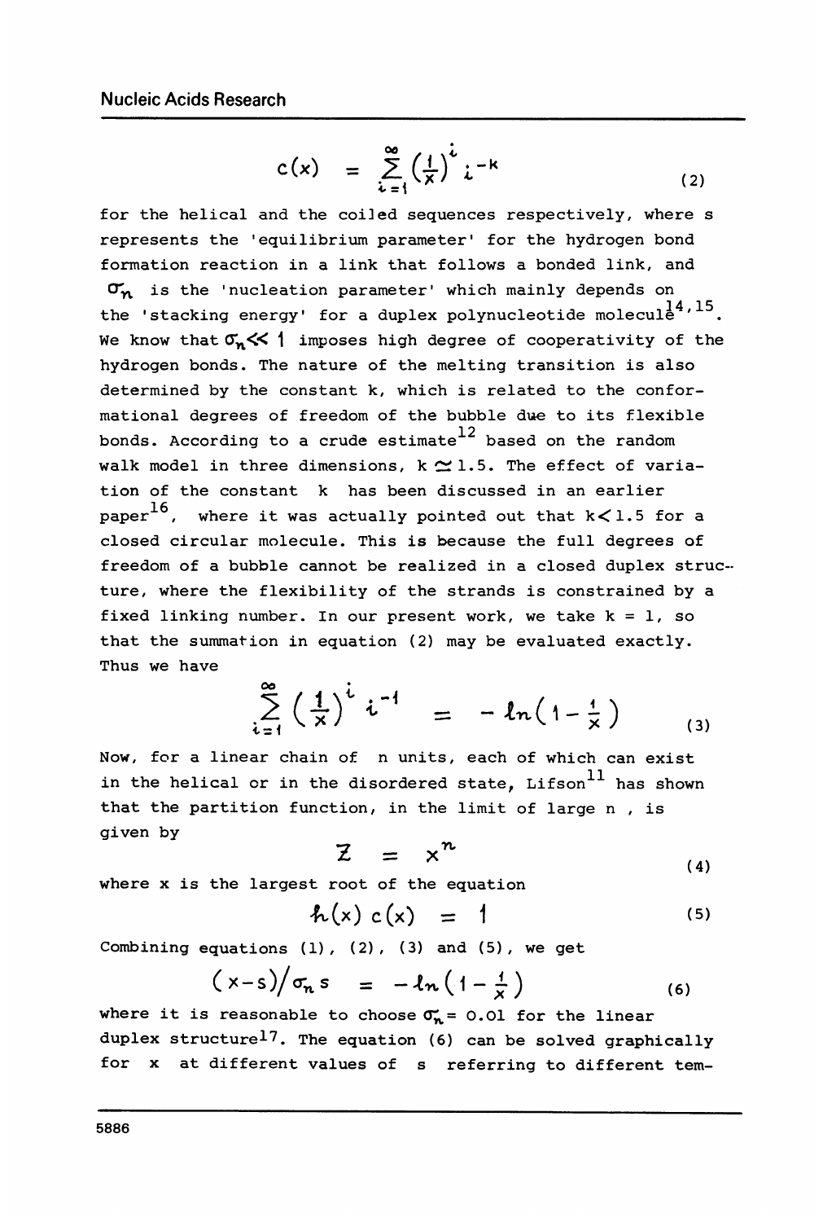$$c(x) = \sum_{i=1}^{\infty} \left(\frac{1}{x}\right)^i i^{-k} \tag{2}$$

for the helical and the coiled sequences respectively, where s represents the 'equilibrium parameter' for the hydrogen bond formation reaction in a link that follows a bonded link, and $\sigma_n$ is the 'nucleation parameter' which mainly depends on the 'stacking energy' for a duplex polynucleotide molecule[14,15]. We know that $\sigma_n \ll 1$ imposes high degree of cooperativity of the hydrogen bonds. The nature of the melting transition is also determined by the constant k, which is related to the conformational degrees of freedom of the bubble due to its flexible bonds. According to a crude estimate[12] based on the random walk model in three dimensions, $k \simeq 1.5$. The effect of variation of the constant k has been discussed in an earlier paper[16], where it was actually pointed out that $k < 1.5$ for a closed circular molecule. This is because the full degrees of freedom of a bubble cannot be realized in a closed duplex structure, where the flexibility of the strands is constrained by a fixed linking number. In our present work, we take $k = 1$, so that the summation in equation (2) may be evaluated exactly. Thus we have

$$\sum_{i=1}^{\infty} \left(\frac{1}{x}\right)^i i^{-1} = -\ln\left(1 - \frac{1}{x}\right) \tag{3}$$

Now, for a linear chain of n units, each of which can exist in the helical or in the disordered state, Lifson[11] has shown that the partition function, in the limit of large n, is given by

$$Z = x^n \tag{4}$$

where x is the largest root of the equation

$$h(x)\, c(x) = 1 \tag{5}$$

Combining equations (1), (2), (3) and (5), we get

$$(x - s)/\sigma_n s = -\ln\left(1 - \frac{1}{x}\right) \tag{6}$$

where it is reasonable to choose $\sigma_n = 0.01$ for the linear duplex structure[17]. The equation (6) can be solved graphically for x at different values of s referring to different tem-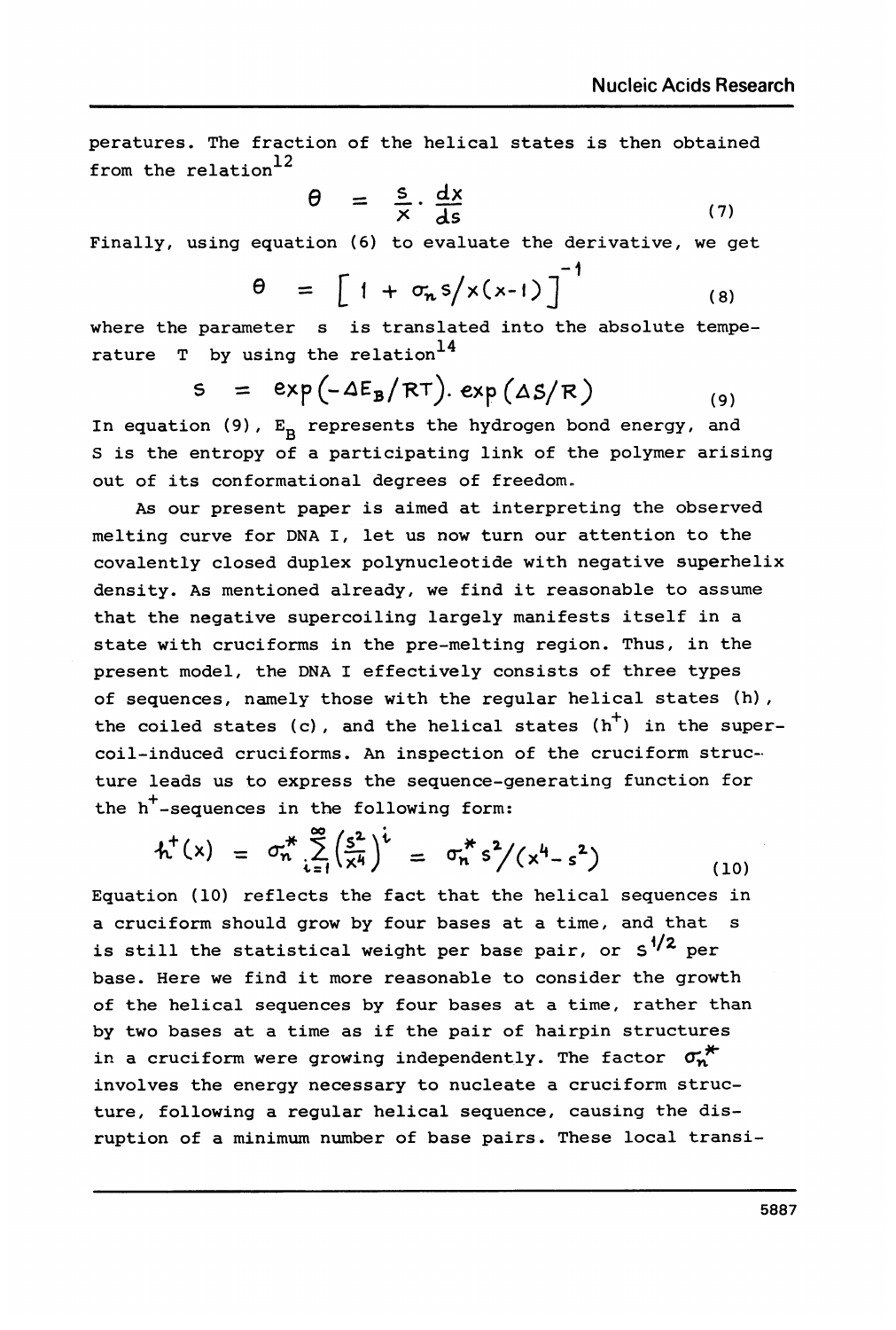peratures. The fraction of the helical states is then obtained from the relation[12]

$$\theta = \frac{s}{x} \cdot \frac{dx}{ds} \tag{7}$$

Finally, using equation (6) to evaluate the derivative, we get

$$\theta = \left[ 1 + \sigma_n s / x(x-1) \right]^{-1} \tag{8}$$

where the parameter $s$ is translated into the absolute temperature $T$ by using the relation[14]

$$s = \exp(-\Delta E_B / RT) \cdot \exp(\Delta S / R) \tag{9}$$

In equation (9), $E_B$ represents the hydrogen bond energy, and $S$ is the entropy of a participating link of the polymer arising out of its conformational degrees of freedom.

As our present paper is aimed at interpreting the observed melting curve for DNA I, let us now turn our attention to the covalently closed duplex polynucleotide with negative superhelix density. As mentioned already, we find it reasonable to assume that the negative supercoiling largely manifests itself in a state with cruciforms in the pre-melting region. Thus, in the present model, the DNA I effectively consists of three types of sequences, namely those with the regular helical states (h), the coiled states (c), and the helical states ($h^+$) in the supercoil-induced cruciforms. An inspection of the cruciform structure leads us to express the sequence-generating function for the $h^+$-sequences in the following form:

$$h^+(x) = \sigma_n^* \sum_{i=1}^{\infty} \left( \frac{s^2}{x^4} \right)^i = \sigma_n^* s^2 / (x^4 - s^2) \tag{10}$$

Equation (10) reflects the fact that the helical sequences in a cruciform should grow by four bases at a time, and that $s$ is still the statistical weight per base pair, or $s^{1/2}$ per base. Here we find it more reasonable to consider the growth of the helical sequences by four bases at a time, rather than by two bases at a time as if the pair of hairpin structures in a cruciform were growing independently. The factor $\sigma_n^*$ involves the energy necessary to nucleate a cruciform structure, following a regular helical sequence, causing the disruption of a minimum number of base pairs. These local transi-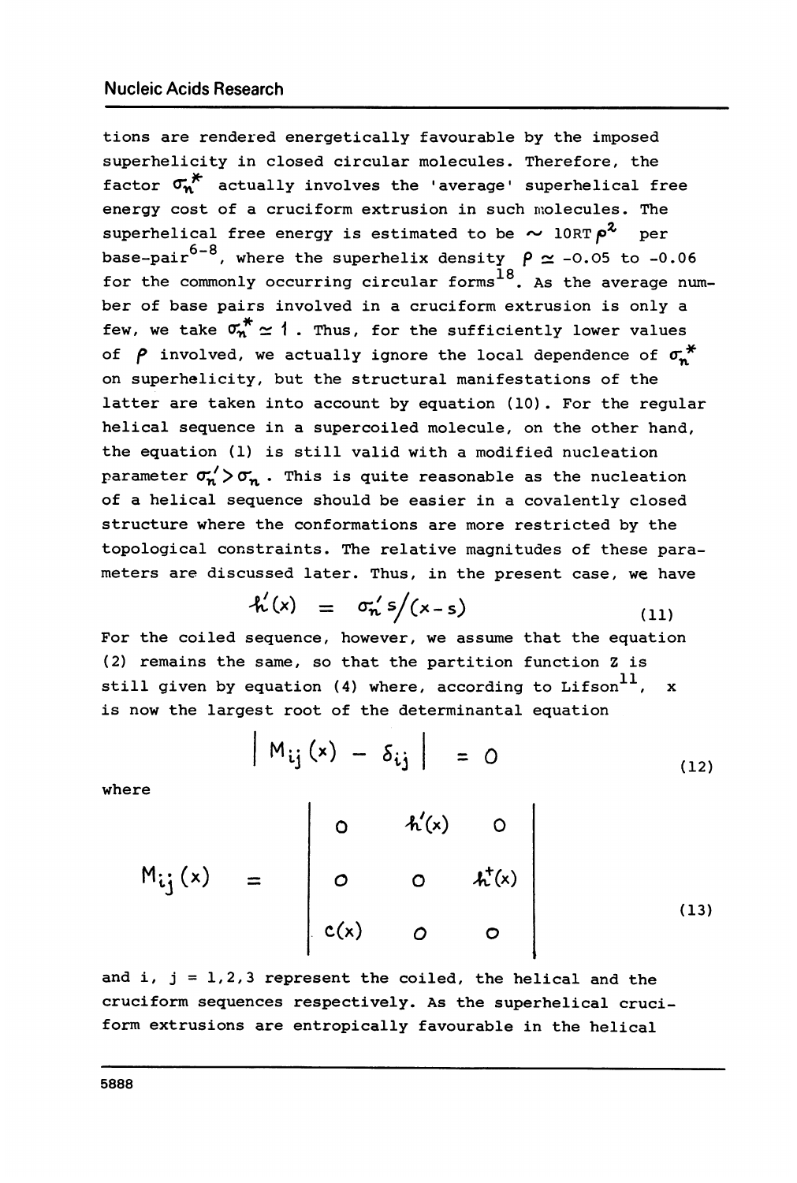tions are rendered energetically favourable by the imposed superhelicity in closed circular molecules. Therefore, the factor $\sigma_n^*$ actually involves the 'average' superhelical free energy cost of a cruciform extrusion in such molecules. The superhelical free energy is estimated to be $\sim 10RT\rho^2$ per base-pair[6-8], where the superhelix density $\rho \simeq -0.05$ to $-0.06$ for the commonly occurring circular forms[18]. As the average number of base pairs involved in a cruciform extrusion is only a few, we take $\sigma_n^* \simeq 1$. Thus, for the sufficiently lower values of $\rho$ involved, we actually ignore the local dependence of $\sigma_n^*$ on superhelicity, but the structural manifestations of the latter are taken into account by equation (10). For the regular helical sequence in a supercoiled molecule, on the other hand, the equation (1) is still valid with a modified nucleation parameter $\sigma_n' > \sigma_n$. This is quite reasonable as the nucleation of a helical sequence should be easier in a covalently closed structure where the conformations are more restricted by the topological constraints. The relative magnitudes of these parameters are discussed later. Thus, in the present case, we have

$$h'(x) = \sigma_n' s/(x-s) \tag{11}$$

For the coiled sequence, however, we assume that the equation (2) remains the same, so that the partition function Z is still given by equation (4) where, according to Lifson[11], x is now the largest root of the determinantal equation

$$\left| M_{ij}(x) - \delta_{ij} \right| = 0 \tag{12}$$

where

$$M_{ij}(x) = \begin{vmatrix} 0 & h'(x) & 0 \\ 0 & 0 & h^{+}(x) \\ c(x) & 0 & 0 \end{vmatrix} \tag{13}$$

and i, j = 1,2,3 represent the coiled, the helical and the cruciform sequences respectively. As the superhelical cruciform extrusions are entropically favourable in the helical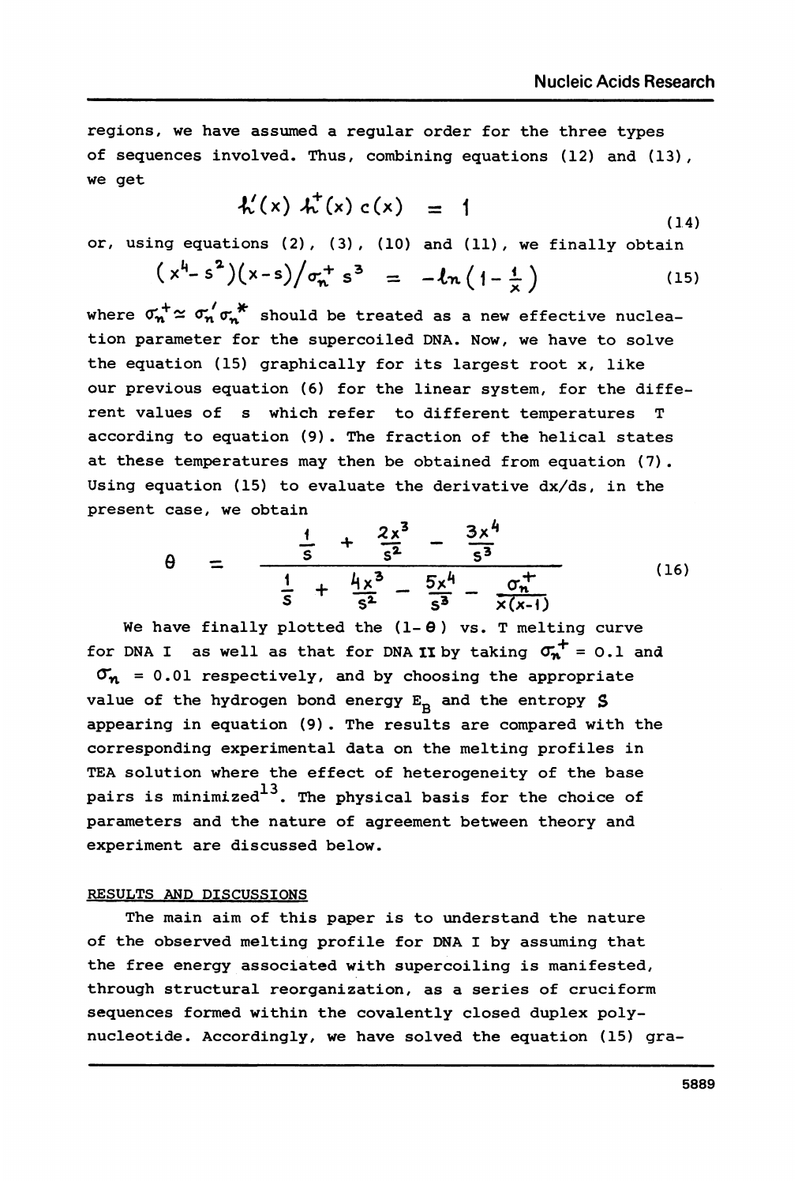regions, we have assumed a regular order for the three types of sequences involved. Thus, combining equations (12) and (13), we get

$$\mathcal{h}'(x)\,\mathcal{h}^{+}(x)\,c(x) = 1 \tag{14}$$

or, using equations (2), (3), (10) and (11), we finally obtain

$$(x^4 - s^2)(x - s)/\sigma_n^+ s^3 = -\ln\left(1 - \frac{1}{x}\right) \tag{15}$$

where $\sigma_n^+ \simeq \sigma_n' \sigma_n^*$ should be treated as a new effective nucleation parameter for the supercoiled DNA. Now, we have to solve the equation (15) graphically for its largest root x, like our previous equation (6) for the linear system, for the different values of s which refer to different temperatures T according to equation (9). The fraction of the helical states at these temperatures may then be obtained from equation (7). Using equation (15) to evaluate the derivative dx/ds, in the present case, we obtain

$$\theta = \frac{\frac{1}{s} + \frac{2x^3}{s^2} - \frac{3x^4}{s^3}}{\frac{1}{s} + \frac{4x^3}{s^2} - \frac{5x^4}{s^3} - \frac{\sigma_n^+}{x(x-1)}} \tag{16}$$

We have finally plotted the $(1-\theta)$ vs. T melting curve for DNA I as well as that for DNA II by taking $\sigma_n^+ = 0.1$ and $\sigma_n = 0.01$ respectively, and by choosing the appropriate value of the hydrogen bond energy $E_B$ and the entropy $S$ appearing in equation (9). The results are compared with the corresponding experimental data on the melting profiles in TEA solution where the effect of heterogeneity of the base pairs is minimized[13]. The physical basis for the choice of parameters and the nature of agreement between theory and experiment are discussed below.

## RESULTS AND DISCUSSIONS

The main aim of this paper is to understand the nature of the observed melting profile for DNA I by assuming that the free energy associated with supercoiling is manifested, through structural reorganization, as a series of cruciform sequences formed within the covalently closed duplex polynucleotide. Accordingly, we have solved the equation (15) gra-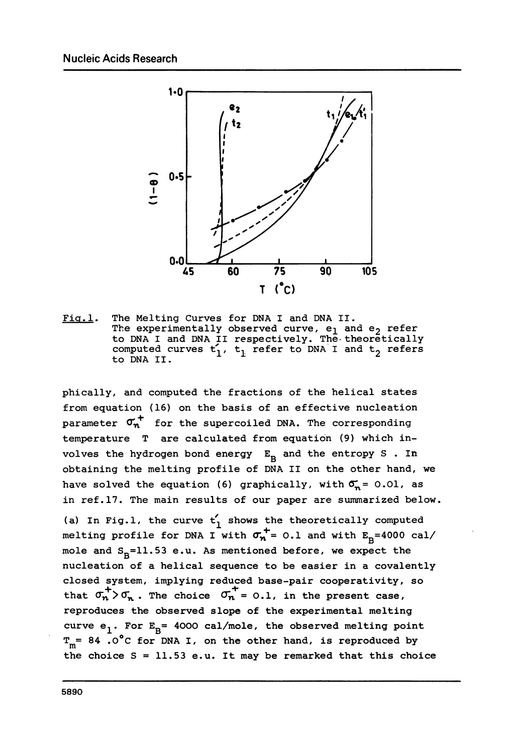Fig.1. The Melting Curves for DNA I and DNA II. The experimentally observed curve, $e_1$ and $e_2$ refer to DNA I and DNA II respectively. The theoretically computed curves $t_1'$, $t_1$ refer to DNA I and $t_2$ refers to DNA II.

phically, and computed the fractions of the helical states from equation (16) on the basis of an effective nucleation parameter $\sigma_n^+$ for the supercoiled DNA. The corresponding temperature T are calculated from equation (9) which involves the hydrogen bond energy $E_B$ and the entropy S. In obtaining the melting profile of DNA II on the other hand, we have solved the equation (6) graphically, with $\sigma_n = 0.01$, as in ref.17. The main results of our paper are summarized below.

(a) In Fig.1, the curve $t_1'$ shows the theoretically computed melting profile for DNA I with $\sigma_n^+ = 0.1$ and with $E_B$=4000 cal/mole and $S_B$=11.53 e.u. As mentioned before, we expect the nucleation of a helical sequence to be easier in a covalently closed system, implying reduced base-pair cooperativity, so that $\sigma_n^+ > \sigma_n$. The choice $\sigma_n^+ = 0.1$, in the present case, reproduces the observed slope of the experimental melting curve $e_1$. For $E_B$= 4000 cal/mole, the observed melting point $T_m$= 84 .0°C for DNA I, on the other hand, is reproduced by the choice S = 11.53 e.u. It may be remarked that this choice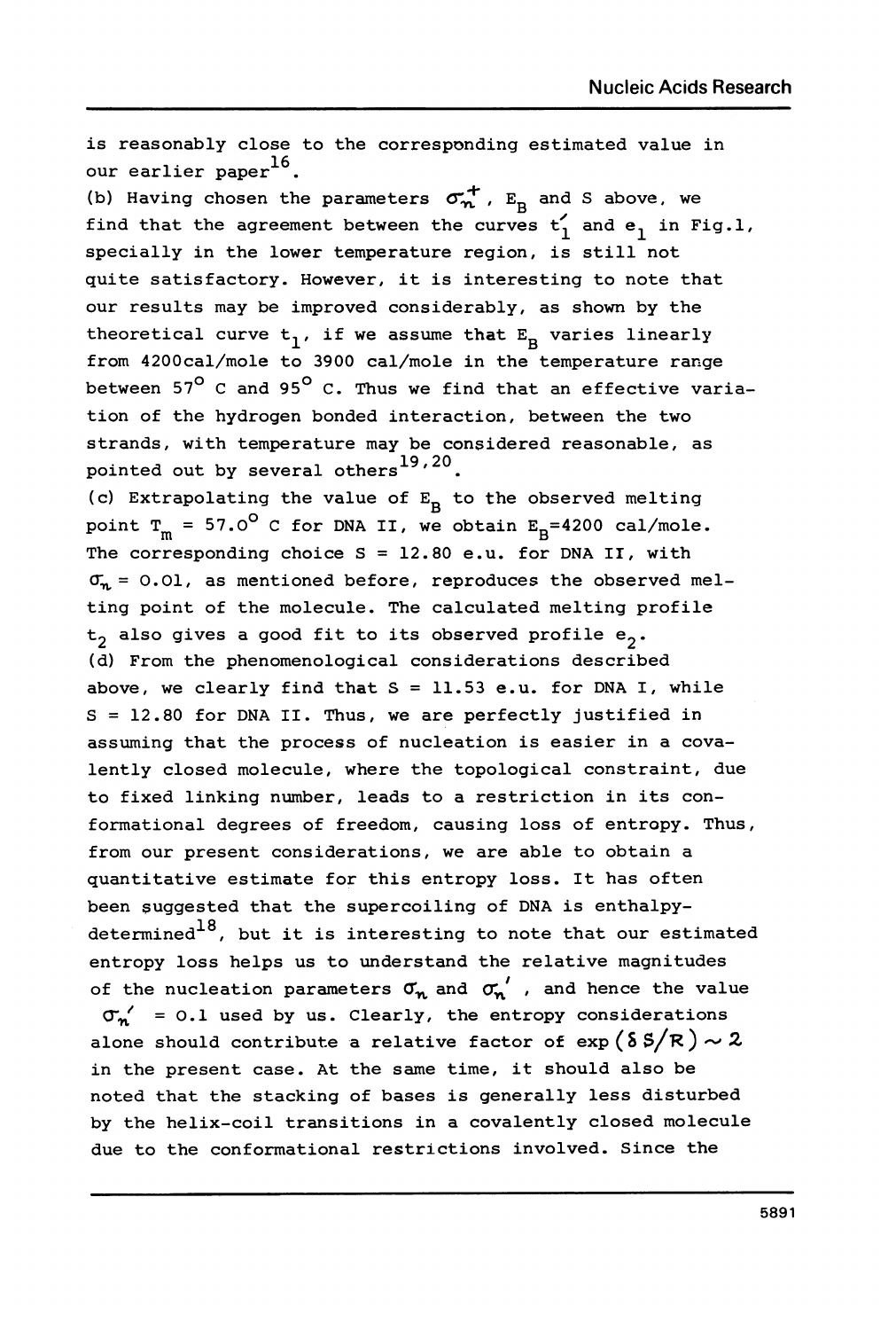is reasonably close to the corresponding estimated value in our earlier paper[16].

(b) Having chosen the parameters $\sigma_n^+$, $E_B$ and S above, we find that the agreement between the curves $t_1'$ and $e_1$ in Fig.1, specially in the lower temperature region, is still not quite satisfactory. However, it is interesting to note that our results may be improved considerably, as shown by the theoretical curve $t_1$, if we assume that $E_B$ varies linearly from 4200cal/mole to 3900 cal/mole in the temperature range between 57° C and 95° C. Thus we find that an effective variation of the hydrogen bonded interaction, between the two strands, with temperature may be considered reasonable, as pointed out by several others[19,20].

(c) Extrapolating the value of $E_B$ to the observed melting point $T_m$ = 57.0° C for DNA II, we obtain $E_B$=4200 cal/mole. The corresponding choice S = 12.80 e.u. for DNA II, with $\sigma_n$ = 0.01, as mentioned before, reproduces the observed melting point of the molecule. The calculated melting profile $t_2$ also gives a good fit to its observed profile $e_2$.

(d) From the phenomenological considerations described above, we clearly find that S = 11.53 e.u. for DNA I, while S = 12.80 for DNA II. Thus, we are perfectly justified in assuming that the process of nucleation is easier in a covalently closed molecule, where the topological constraint, due to fixed linking number, leads to a restriction in its conformational degrees of freedom, causing loss of entropy. Thus, from our present considerations, we are able to obtain a quantitative estimate for this entropy loss. It has often been suggested that the supercoiling of DNA is enthalpy-determined[18], but it is interesting to note that our estimated entropy loss helps us to understand the relative magnitudes of the nucleation parameters $\sigma_n$ and $\sigma_n'$, and hence the value $\sigma_n'$ = 0.1 used by us. Clearly, the entropy considerations alone should contribute a relative factor of $\exp(\delta S/R) \sim 2$ in the present case. At the same time, it should also be noted that the stacking of bases is generally less disturbed by the helix-coil transitions in a covalently closed molecule due to the conformational restrictions involved. Since the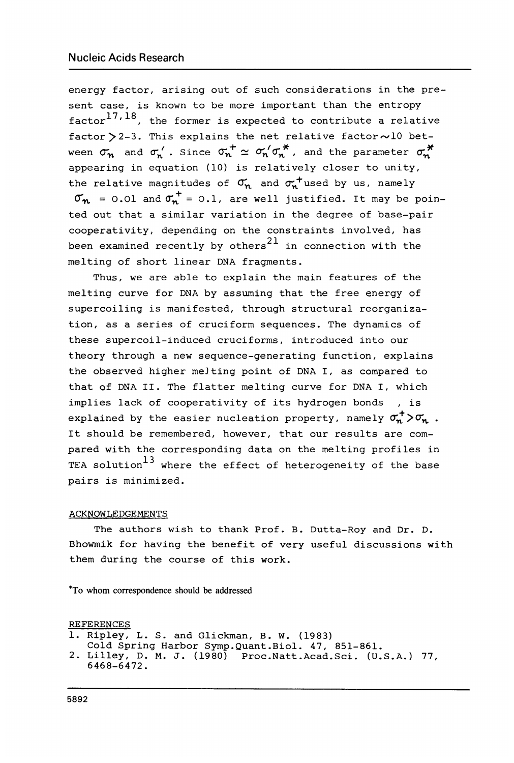energy factor, arising out of such considerations in the present case, is known to be more important than the entropy factor[17,18], the former is expected to contribute a relative factor $>$2-3. This explains the net relative factor $\sim$10 between $\sigma_n$ and $\sigma_n'$. Since $\sigma_n^+ \simeq \sigma_n' \sigma_n^*$, and the parameter $\sigma_n^*$ appearing in equation (10) is relatively closer to unity, the relative magnitudes of $\sigma_n$ and $\sigma_n^+$ used by us, namely $\sigma_n = 0.01$ and $\sigma_n^+ = 0.1$, are well justified. It may be pointed out that a similar variation in the degree of base-pair cooperativity, depending on the constraints involved, has been examined recently by others[21] in connection with the melting of short linear DNA fragments.

Thus, we are able to explain the main features of the melting curve for DNA by assuming that the free energy of supercoiling is manifested, through structural reorganization, as a series of cruciform sequences. The dynamics of these supercoil-induced cruciforms, introduced into our theory through a new sequence-generating function, explains the observed higher melting point of DNA I, as compared to that of DNA II. The flatter melting curve for DNA I, which implies lack of cooperativity of its hydrogen bonds , is explained by the easier nucleation property, namely $\sigma_n^+ > \sigma_n$. It should be remembered, however, that our results are compared with the corresponding data on the melting profiles in TEA solution[13] where the effect of heterogeneity of the base pairs is minimized.

## ACKNOWLEDGEMENTS

The authors wish to thank Prof. B. Dutta-Roy and Dr. D. Bhowmik for having the benefit of very useful discussions with them during the course of this work.

*To whom correspondence should be addressed

## REFERENCES

1. Ripley, L. S. and Glickman, B. W. (1983) Cold Spring Harbor Symp.Quant.Biol. 47, 851-861.
2. Lilley, D. M. J. (1980) Proc.Natt.Acad.Sci. (U.S.A.) 77, 6468-6472.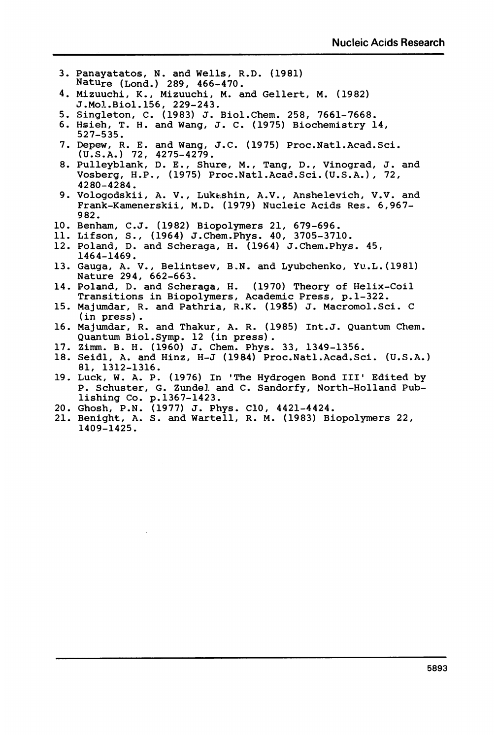3. Panayatatos, N. and Wells, R.D. (1981) Nature (Lond.) 289, 466-470.
4. Mizuuchi, K., Mizuuchi, M. and Gellert, M. (1982) J.Mol.Biol.156, 229-243.
5. Singleton, C. (1983) J. Biol.Chem. 258, 7661-7668.
6. Hsieh, T. H. and Wang, J. C. (1975) Biochemistry 14, 527-535.
7. Depew, R. E. and Wang, J.C. (1975) Proc.Natl.Acad.Sci. (U.S.A.) 72, 4275-4279.
8. Pulleyblank, D. E., Shure, M., Tang, D., Vinograd, J. and Vosberg, H.P., (1975) Proc.Natl.Acad.Sci.(U.S.A.), 72, 4280-4284.
9. Vologodskii, A. V., Lukashin, A.V., Anshelevich, V.V. and Frank-Kamenerskii, M.D. (1979) Nucleic Acids Res. 6,967-982.
10. Benham, C.J. (1982) Biopolymers 21, 679-696.
11. Lifson, S., (1964) J.Chem.Phys. 40, 3705-3710.
12. Poland, D. and Scheraga, H. (1964) J.Chem.Phys. 45, 1464-1469.
13. Gauga, A. V., Belintsev, B.N. and Lyubchenko, Yu.L.(1981) Nature 294, 662-663.
14. Poland, D. and Scheraga, H. (1970) Theory of Helix-Coil Transitions in Biopolymers, Academic Press, p.1-322.
15. Majumdar, R. and Pathria, R.K. (1985) J. Macromol.Sci. C (in press).
16. Majumdar, R. and Thakur, A. R. (1985) Int.J. Quantum Chem. Quantum Biol.Symp. 12 (in press).
17. Zimm. B. H. (1960) J. Chem. Phys. 33, 1349-1356.
18. Seidl, A. and Hinz, H-J (1984) Proc.Natl.Acad.Sci. (U.S.A.) 81, 1312-1316.
19. Luck, W. A. P. (1976) In 'The Hydrogen Bond III' Edited by P. Schuster, G. Zundel and C. Sandorfy, North-Holland Publishing Co. p.1367-1423.
20. Ghosh, P.N. (1977) J. Phys. C10, 4421-4424.
21. Benight, A. S. and Wartell, R. M. (1983) Biopolymers 22, 1409-1425.